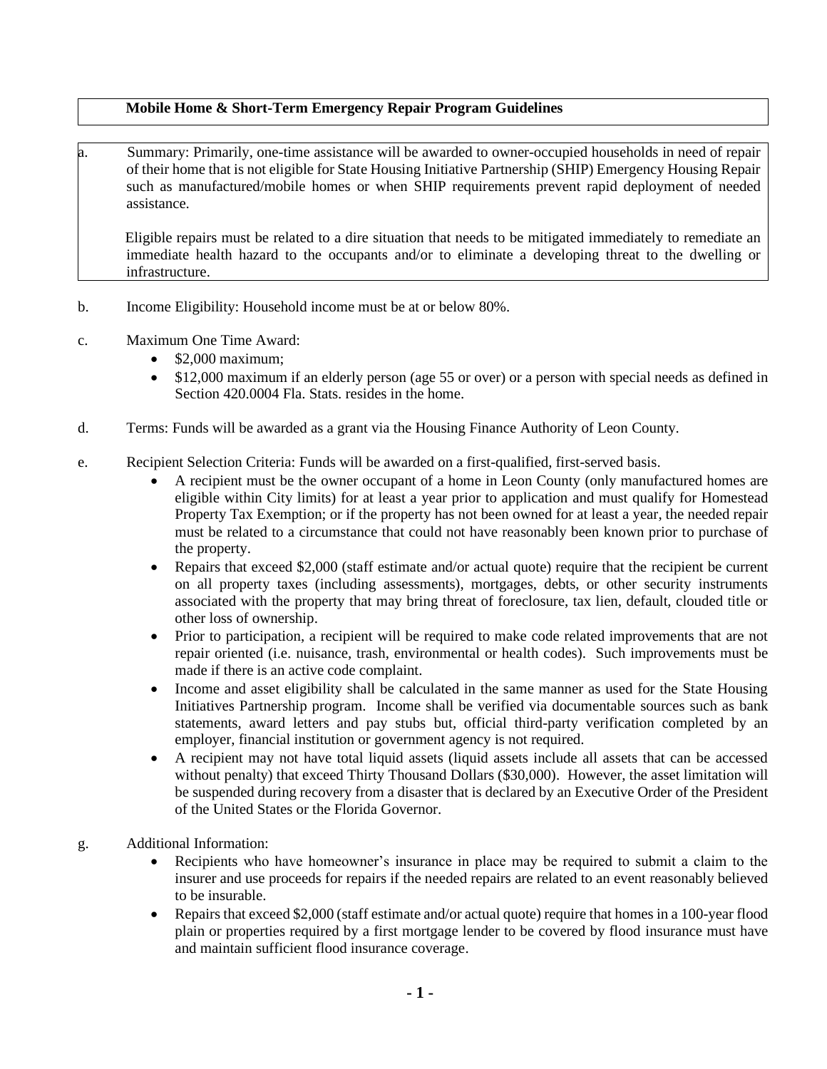**Mobile Home & Short-Term Emergency Repair Program Guidelines**

a. Summary: Primarily, one-time assistance will be awarded to owner-occupied households in need of repair of their home that is not eligible for State Housing Initiative Partnership (SHIP) Emergency Housing Repair such as manufactured/mobile homes or when SHIP requirements prevent rapid deployment of needed assistance.

Eligible repairs must be related to a dire situation that needs to be mitigated immediately to remediate an immediate health hazard to the occupants and/or to eliminate a developing threat to the dwelling or infrastructure.

b. Income Eligibility: Household income must be at or below 80%.

c. Maximum One Time Award:
- $2,000 maximum;
- $12,000 maximum if an elderly person (age 55 or over) or a person with special needs as defined in Section 420.0004 Fla. Stats. resides in the home.

d. Terms: Funds will be awarded as a grant via the Housing Finance Authority of Leon County.

e. Recipient Selection Criteria: Funds will be awarded on a first-qualified, first-served basis.
- A recipient must be the owner occupant of a home in Leon County (only manufactured homes are eligible within City limits) for at least a year prior to application and must qualify for Homestead Property Tax Exemption; or if the property has not been owned for at least a year, the needed repair must be related to a circumstance that could not have reasonably been known prior to purchase of the property.
- Repairs that exceed $2,000 (staff estimate and/or actual quote) require that the recipient be current on all property taxes (including assessments), mortgages, debts, or other security instruments associated with the property that may bring threat of foreclosure, tax lien, default, clouded title or other loss of ownership.
- Prior to participation, a recipient will be required to make code related improvements that are not repair oriented (i.e. nuisance, trash, environmental or health codes). Such improvements must be made if there is an active code complaint.
- Income and asset eligibility shall be calculated in the same manner as used for the State Housing Initiatives Partnership program. Income shall be verified via documentable sources such as bank statements, award letters and pay stubs but, official third-party verification completed by an employer, financial institution or government agency is not required.
- A recipient may not have total liquid assets (liquid assets include all assets that can be accessed without penalty) that exceed Thirty Thousand Dollars ($30,000). However, the asset limitation will be suspended during recovery from a disaster that is declared by an Executive Order of the President of the United States or the Florida Governor.

g. Additional Information:
- Recipients who have homeowner's insurance in place may be required to submit a claim to the insurer and use proceeds for repairs if the needed repairs are related to an event reasonably believed to be insurable.
- Repairs that exceed $2,000 (staff estimate and/or actual quote) require that homes in a 100-year flood plain or properties required by a first mortgage lender to be covered by flood insurance must have and maintain sufficient flood insurance coverage.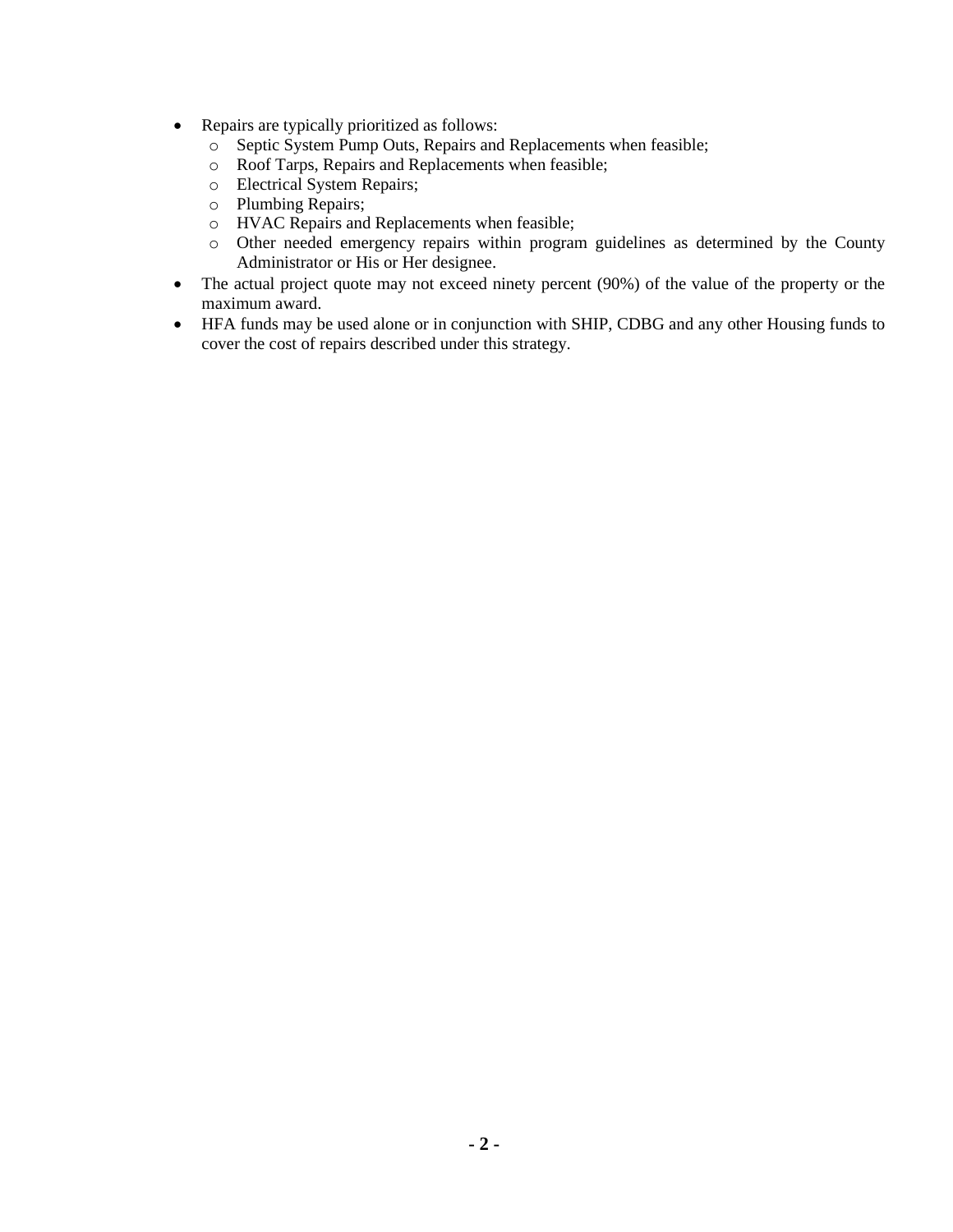- Repairs are typically prioritized as follows:
    - Septic System Pump Outs, Repairs and Replacements when feasible;
    - Roof Tarps, Repairs and Replacements when feasible;
    - Electrical System Repairs;
    - Plumbing Repairs;
    - HVAC Repairs and Replacements when feasible;
    - Other needed emergency repairs within program guidelines as determined by the County Administrator or His or Her designee.
- The actual project quote may not exceed ninety percent (90%) of the value of the property or the maximum award.
- HFA funds may be used alone or in conjunction with SHIP, CDBG and any other Housing funds to cover the cost of repairs described under this strategy.